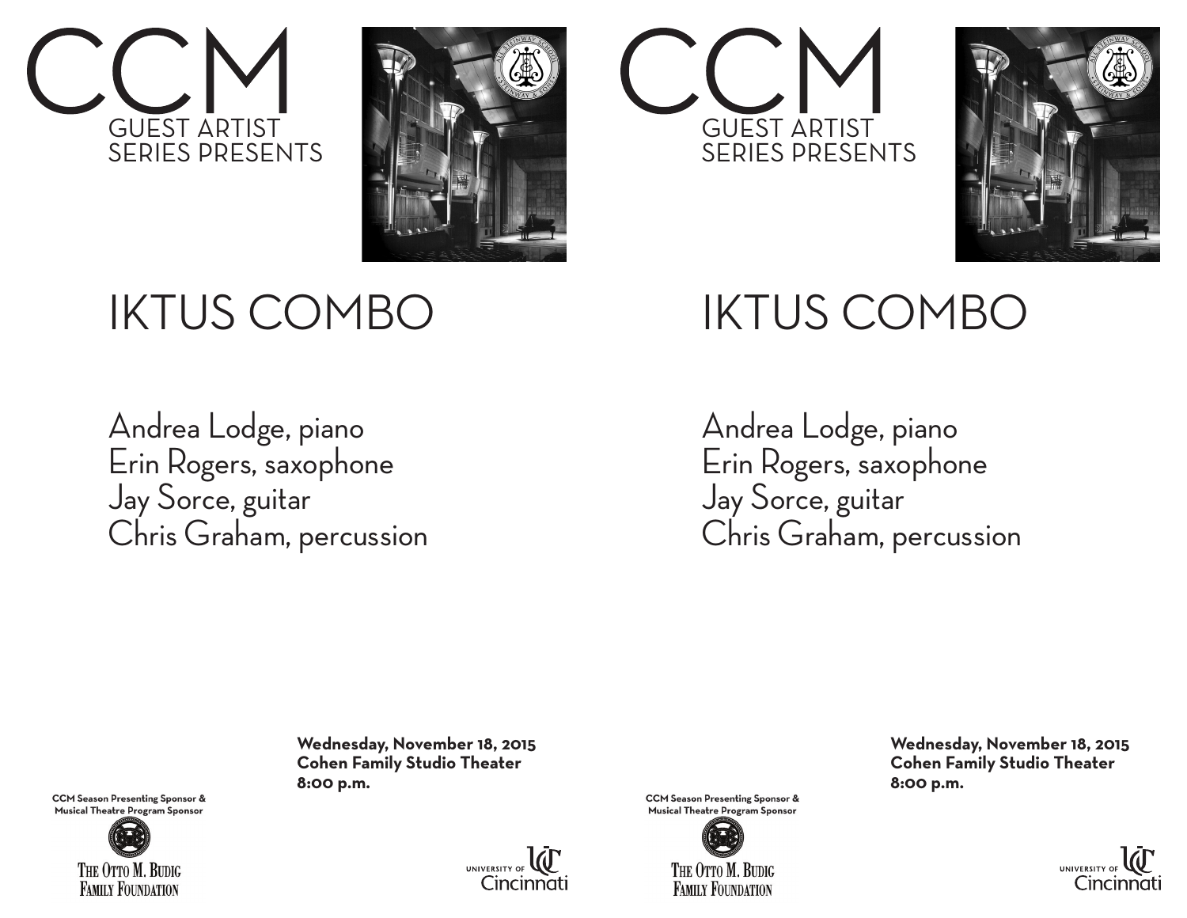# CCM

## GUEST ARTIST SERIES PRESENTS

# IKTUS COMBO

Andrea Lodge, piano
Erin Rogers, saxophone
Jay Sorce, guitar
Chris Graham, percussion

**Wednesday, November 18, 2015**
**Cohen Family Studio Theater**
**8:00 p.m.**

**CCM Season Presenting Sponsor & Musical Theatre Program Sponsor**

THE OTTO M. BUDIG FAMILY FOUNDATION

UNIVERSITY OF Cincinnati

# CCM

## GUEST ARTIST SERIES PRESENTS

# IKTUS COMBO

Andrea Lodge, piano
Erin Rogers, saxophone
Jay Sorce, guitar
Chris Graham, percussion

**Wednesday, November 18, 2015**
**Cohen Family Studio Theater**
**8:00 p.m.**

**CCM Season Presenting Sponsor & Musical Theatre Program Sponsor**

THE OTTO M. BUDIG FAMILY FOUNDATION

UNIVERSITY OF Cincinnati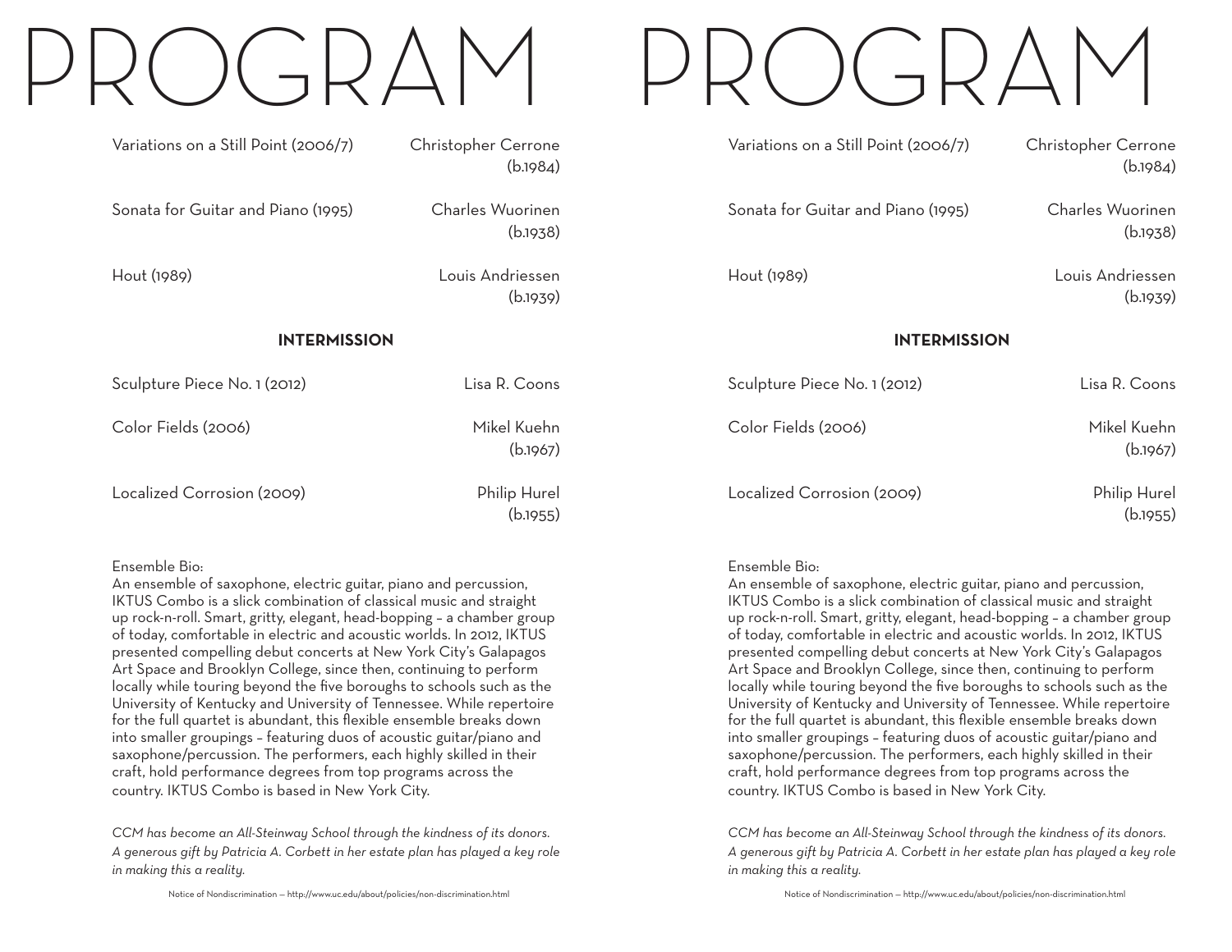# PROGRAM

| | |
|---|---|
| Variations on a Still Point (2006/7) | Christopher Cerrone (b.1984) |
| Sonata for Guitar and Piano (1995) | Charles Wuorinen (b.1938) |
| Hout (1989) | Louis Andriessen (b.1939) |

**INTERMISSION**

| | |
|---|---|
| Sculpture Piece No. 1 (2012) | Lisa R. Coons |
| Color Fields (2006) | Mikel Kuehn (b.1967) |
| Localized Corrosion (2009) | Philip Hurel (b.1955) |

Ensemble Bio:
An ensemble of saxophone, electric guitar, piano and percussion, IKTUS Combo is a slick combination of classical music and straight up rock-n-roll. Smart, gritty, elegant, head-bopping – a chamber group of today, comfortable in electric and acoustic worlds. In 2012, IKTUS presented compelling debut concerts at New York City's Galapagos Art Space and Brooklyn College, since then, continuing to perform locally while touring beyond the five boroughs to schools such as the University of Kentucky and University of Tennessee. While repertoire for the full quartet is abundant, this flexible ensemble breaks down into smaller groupings – featuring duos of acoustic guitar/piano and saxophone/percussion. The performers, each highly skilled in their craft, hold performance degrees from top programs across the country. IKTUS Combo is based in New York City.

*CCM has become an All-Steinway School through the kindness of its donors. A generous gift by Patricia A. Corbett in her estate plan has played a key role in making this a reality.*

Notice of Nondiscrimination — http://www.uc.edu/about/policies/non-discrimination.html

# PROGRAM

| | |
|---|---|
| Variations on a Still Point (2006/7) | Christopher Cerrone (b.1984) |
| Sonata for Guitar and Piano (1995) | Charles Wuorinen (b.1938) |
| Hout (1989) | Louis Andriessen (b.1939) |

**INTERMISSION**

| | |
|---|---|
| Sculpture Piece No. 1 (2012) | Lisa R. Coons |
| Color Fields (2006) | Mikel Kuehn (b.1967) |
| Localized Corrosion (2009) | Philip Hurel (b.1955) |

Ensemble Bio:
An ensemble of saxophone, electric guitar, piano and percussion, IKTUS Combo is a slick combination of classical music and straight up rock-n-roll. Smart, gritty, elegant, head-bopping – a chamber group of today, comfortable in electric and acoustic worlds. In 2012, IKTUS presented compelling debut concerts at New York City's Galapagos Art Space and Brooklyn College, since then, continuing to perform locally while touring beyond the five boroughs to schools such as the University of Kentucky and University of Tennessee. While repertoire for the full quartet is abundant, this flexible ensemble breaks down into smaller groupings – featuring duos of acoustic guitar/piano and saxophone/percussion. The performers, each highly skilled in their craft, hold performance degrees from top programs across the country. IKTUS Combo is based in New York City.

*CCM has become an All-Steinway School through the kindness of its donors. A generous gift by Patricia A. Corbett in her estate plan has played a key role in making this a reality.*

Notice of Nondiscrimination — http://www.uc.edu/about/policies/non-discrimination.html